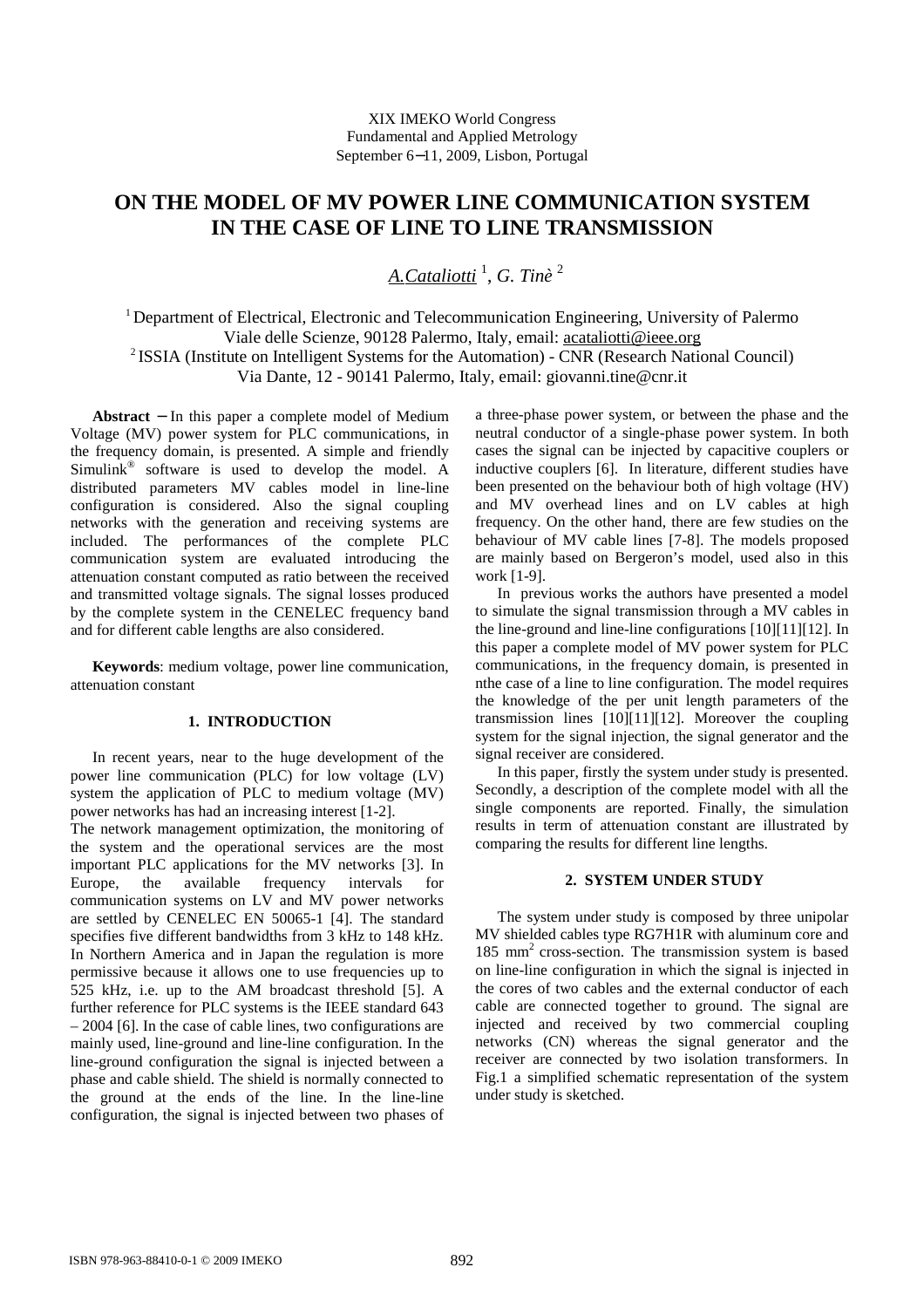XIX IMEKO World Congress
Fundamental and Applied Metrology
September 6−11, 2009, Lisbon, Portugal

# ON THE MODEL OF MV POWER LINE COMMUNICATION SYSTEM IN THE CASE OF LINE TO LINE TRANSMISSION

*A.Cataliotti* [1], *G. Tinè* [2]

[1] Department of Electrical, Electronic and Telecommunication Engineering, University of Palermo
Viale delle Scienze, 90128 Palermo, Italy, email: acataliotti@ieee.org
[2] ISSIA (Institute on Intelligent Systems for the Automation) - CNR (Research National Council)
Via Dante, 12 - 90141 Palermo, Italy, email: giovanni.tine@cnr.it

**Abstract** − In this paper a complete model of Medium Voltage (MV) power system for PLC communications, in the frequency domain, is presented. A simple and friendly Simulink® software is used to develop the model. A distributed parameters MV cables model in line-line configuration is considered. Also the signal coupling networks with the generation and receiving systems are included. The performances of the complete PLC communication system are evaluated introducing the attenuation constant computed as ratio between the received and transmitted voltage signals. The signal losses produced by the complete system in the CENELEC frequency band and for different cable lengths are also considered.

**Keywords**: medium voltage, power line communication, attenuation constant

## 1. INTRODUCTION

In recent years, near to the huge development of the power line communication (PLC) for low voltage (LV) system the application of PLC to medium voltage (MV) power networks has had an increasing interest [1-2].

The network management optimization, the monitoring of the system and the operational services are the most important PLC applications for the MV networks [3]. In Europe, the available frequency intervals for communication systems on LV and MV power networks are settled by CENELEC EN 50065-1 [4]. The standard specifies five different bandwidths from 3 kHz to 148 kHz. In Northern America and in Japan the regulation is more permissive because it allows one to use frequencies up to 525 kHz, i.e. up to the AM broadcast threshold [5]. A further reference for PLC systems is the IEEE standard 643 – 2004 [6]. In the case of cable lines, two configurations are mainly used, line-ground and line-line configuration. In the line-ground configuration the signal is injected between a phase and cable shield. The shield is normally connected to the ground at the ends of the line. In the line-line configuration, the signal is injected between two phases of a three-phase power system, or between the phase and the neutral conductor of a single-phase power system. In both cases the signal can be injected by capacitive couplers or inductive couplers [6]. In literature, different studies have been presented on the behaviour both of high voltage (HV) and MV overhead lines and on LV cables at high frequency. On the other hand, there are few studies on the behaviour of MV cable lines [7-8]. The models proposed are mainly based on Bergeron's model, used also in this work [1-9].

In previous works the authors have presented a model to simulate the signal transmission through a MV cables in the line-ground and line-line configurations [10][11][12]. In this paper a complete model of MV power system for PLC communications, in the frequency domain, is presented in nthe case of a line to line configuration. The model requires the knowledge of the per unit length parameters of the transmission lines [10][11][12]. Moreover the coupling system for the signal injection, the signal generator and the signal receiver are considered.

In this paper, firstly the system under study is presented. Secondly, a description of the complete model with all the single components are reported. Finally, the simulation results in term of attenuation constant are illustrated by comparing the results for different line lengths.

## 2. SYSTEM UNDER STUDY

The system under study is composed by three unipolar MV shielded cables type RG7H1R with aluminum core and 185 mm$^2$ cross-section. The transmission system is based on line-line configuration in which the signal is injected in the cores of two cables and the external conductor of each cable are connected together to ground. The signal are injected and received by two commercial coupling networks (CN) whereas the signal generator and the receiver are connected by two isolation transformers. In Fig.1 a simplified schematic representation of the system under study is sketched.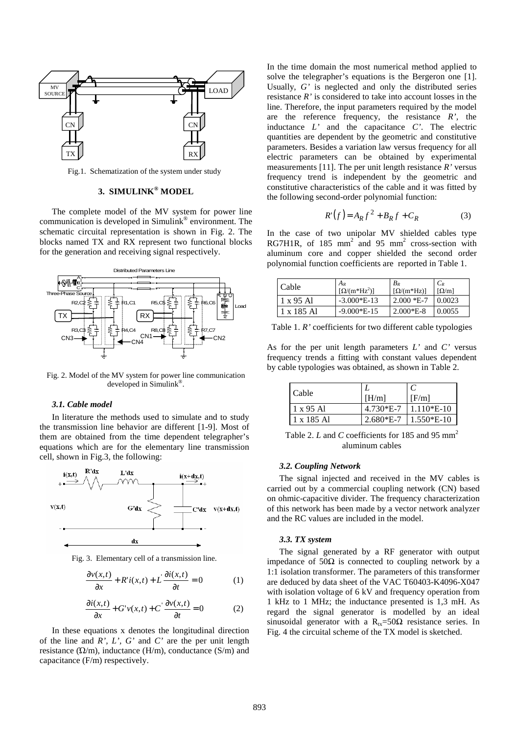Fig.1. Schematization of the system under study

## 3. SIMULINK® MODEL

The complete model of the MV system for power line communication is developed in Simulink® environment. The schematic circuital representation is shown in Fig. 2. The blocks named TX and RX represent two functional blocks for the generation and receiving signal respectively.

Fig. 2. Model of the MV system for power line communication developed in Simulink®.

### 3.1. Cable model

In literature the methods used to simulate and to study the transmission line behavior are different [1-9]. Most of them are obtained from the time dependent telegrapher's equations which are for the elementary line transmission cell, shown in Fig.3, the following:

Fig. 3. Elementary cell of a transmission line.

$$\frac{\partial v(x,t)}{\partial x} + R' i(x,t) + L' \frac{\partial i(x,t)}{\partial t} = 0 \qquad (1)$$

$$\frac{\partial i(x,t)}{\partial x} + G' v(x,t) + C' \frac{\partial v(x,t)}{\partial t} = 0 \qquad (2)$$

In these equations x denotes the longitudinal direction of the line and $R'$, $L'$, $G'$ and $C'$ are the per unit length resistance (Ω/m), inductance (H/m), conductance (S/m) and capacitance (F/m) respectively.

In the time domain the most numerical method applied to solve the telegrapher's equations is the Bergeron one [1]. Usually, $G'$ is neglected and only the distributed series resistance $R'$ is considered to take into account losses in the line. Therefore, the input parameters required by the model are the reference frequency, the resistance $R'$, the inductance $L'$ and the capacitance $C'$. The electric quantities are dependent by the geometric and constitutive parameters. Besides a variation law versus frequency for all electric parameters can be obtained by experimental measurements [11]. The per unit length resistance $R'$ versus frequency trend is independent by the geometric and constitutive characteristics of the cable and it was fitted by the following second-order polynomial function:

$$R'(f) = A_R f^2 + B_R f + C_R \qquad (3)$$

In the case of two unipolar MV shielded cables type RG7H1R, of 185 $mm^2$ and 95 $mm^2$ cross-section with aluminum core and copper shielded the second order polynomial function coefficients are reported in Table 1.

| Cable | $A_R$ [Ω/(m*Hz$^2$)] | $B_R$ [Ω/(m*Hz)] | $C_R$ [Ω/m] |
|---|---|---|---|
| 1 x 95 Al | -3.000*E-13 | 2.000 *E-7 | 0.0023 |
| 1 x 185 Al | -9.000*E-15 | 2.000*E-8 | 0.0055 |

Table 1. $R'$ coefficients for two different cable typologies

As for the per unit length parameters $L'$ and $C'$ versus frequency trends a fitting with constant values dependent by cable typologies was obtained, as shown in Table 2.

| Cable | $L$ [H/m] | $C$ [F/m] |
|---|---|---|
| 1 x 95 Al | 4.730*E-7 | 1.110*E-10 |
| 1 x 185 Al | 2.680*E-7 | 1.550*E-10 |

Table 2. $L$ and $C$ coefficients for 185 and 95 $mm^2$ aluminum cables

### 3.2. Coupling Network

The signal injected and received in the MV cables is carried out by a commercial coupling network (CN) based on ohmic-capacitive divider. The frequency characterization of this network has been made by a vector network analyzer and the RC values are included in the model.

### 3.3. TX system

The signal generated by a RF generator with output impedance of 50Ω is connected to coupling network by a 1:1 isolation transformer. The parameters of this transformer are deduced by data sheet of the VAC T60403-K4096-X047 with isolation voltage of 6 kV and frequency operation from 1 kHz to 1 MHz; the inductance presented is 1,3 mH. As regard the signal generator is modelled by an ideal sinusoidal generator with a $R_{tx}$=50Ω resistance series. In Fig. 4 the circuital scheme of the TX model is sketched.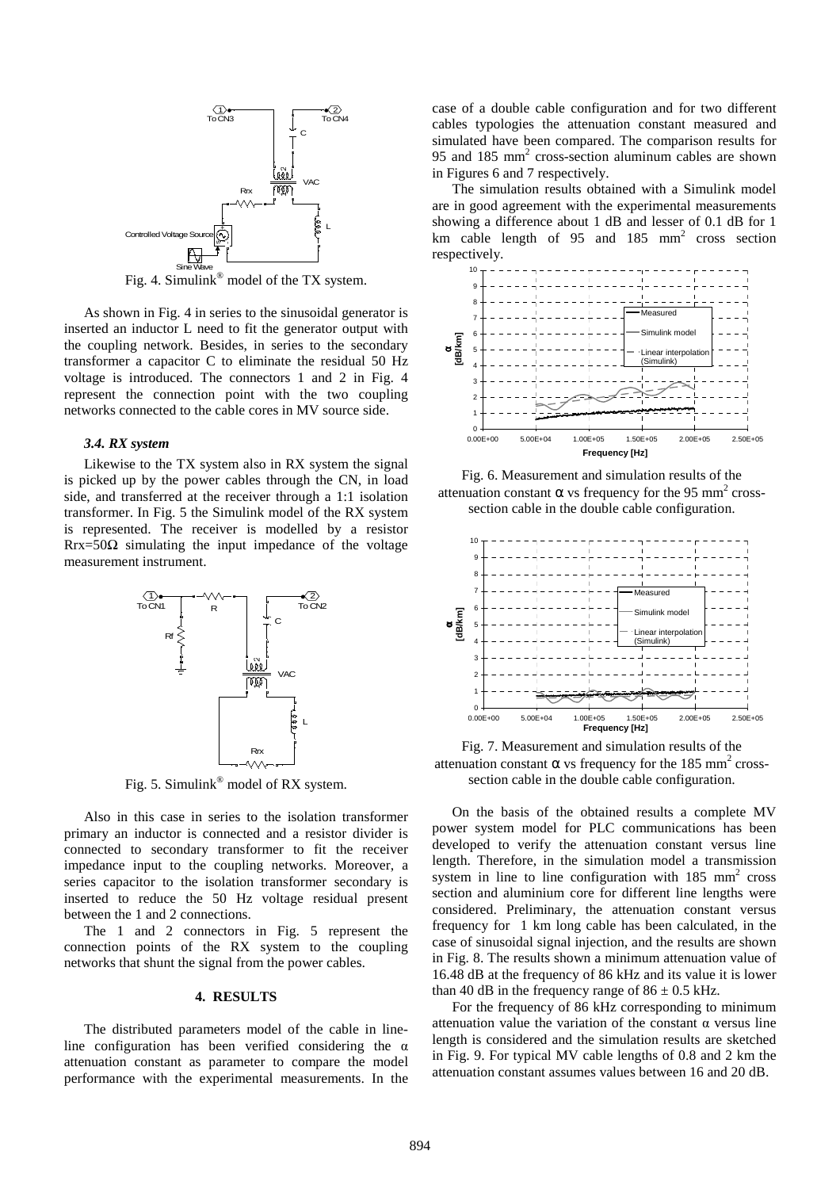Fig. 4. Simulink® model of the TX system.

As shown in Fig. 4 in series to the sinusoidal generator is inserted an inductor L need to fit the generator output with the coupling network. Besides, in series to the secondary transformer a capacitor C to eliminate the residual 50 Hz voltage is introduced. The connectors 1 and 2 in Fig. 4 represent the connection point with the two coupling networks connected to the cable cores in MV source side.

### *3.4. RX system*

Likewise to the TX system also in RX system the signal is picked up by the power cables through the CN, in load side, and transferred at the receiver through a 1:1 isolation transformer. In Fig. 5 the Simulink model of the RX system is represented. The receiver is modelled by a resistor Rrx=50Ω simulating the input impedance of the voltage measurement instrument.

Fig. 5. Simulink® model of RX system.

Also in this case in series to the isolation transformer primary an inductor is connected and a resistor divider is connected to secondary transformer to fit the receiver impedance input to the coupling networks. Moreover, a series capacitor to the isolation transformer secondary is inserted to reduce the 50 Hz voltage residual present between the 1 and 2 connections.

The 1 and 2 connectors in Fig. 5 represent the connection points of the RX system to the coupling networks that shunt the signal from the power cables.

## 4. RESULTS

The distributed parameters model of the cable in line-line configuration has been verified considering the α attenuation constant as parameter to compare the model performance with the experimental measurements. In the case of a double cable configuration and for two different cables typologies the attenuation constant measured and simulated have been compared. The comparison results for 95 and 185 mm² cross-section aluminum cables are shown in Figures 6 and 7 respectively.

The simulation results obtained with a Simulink model are in good agreement with the experimental measurements showing a difference about 1 dB and lesser of 0.1 dB for 1 km cable length of 95 and 185 mm² cross section respectively.

Fig. 6. Measurement and simulation results of the attenuation constant α vs frequency for the 95 mm² cross-section cable in the double cable configuration.

Fig. 7. Measurement and simulation results of the attenuation constant α vs frequency for the 185 mm² cross-section cable in the double cable configuration.

On the basis of the obtained results a complete MV power system model for PLC communications has been developed to verify the attenuation constant versus line length. Therefore, in the simulation model a transmission system in line to line configuration with 185 mm² cross section and aluminium core for different line lengths were considered. Preliminary, the attenuation constant versus frequency for 1 km long cable has been calculated, in the case of sinusoidal signal injection, and the results are shown in Fig. 8. The results shown a minimum attenuation value of 16.48 dB at the frequency of 86 kHz and its value it is lower than 40 dB in the frequency range of 86 ± 0.5 kHz.

For the frequency of 86 kHz corresponding to minimum attenuation value the variation of the constant α versus line length is considered and the simulation results are sketched in Fig. 9. For typical MV cable lengths of 0.8 and 2 km the attenuation constant assumes values between 16 and 20 dB.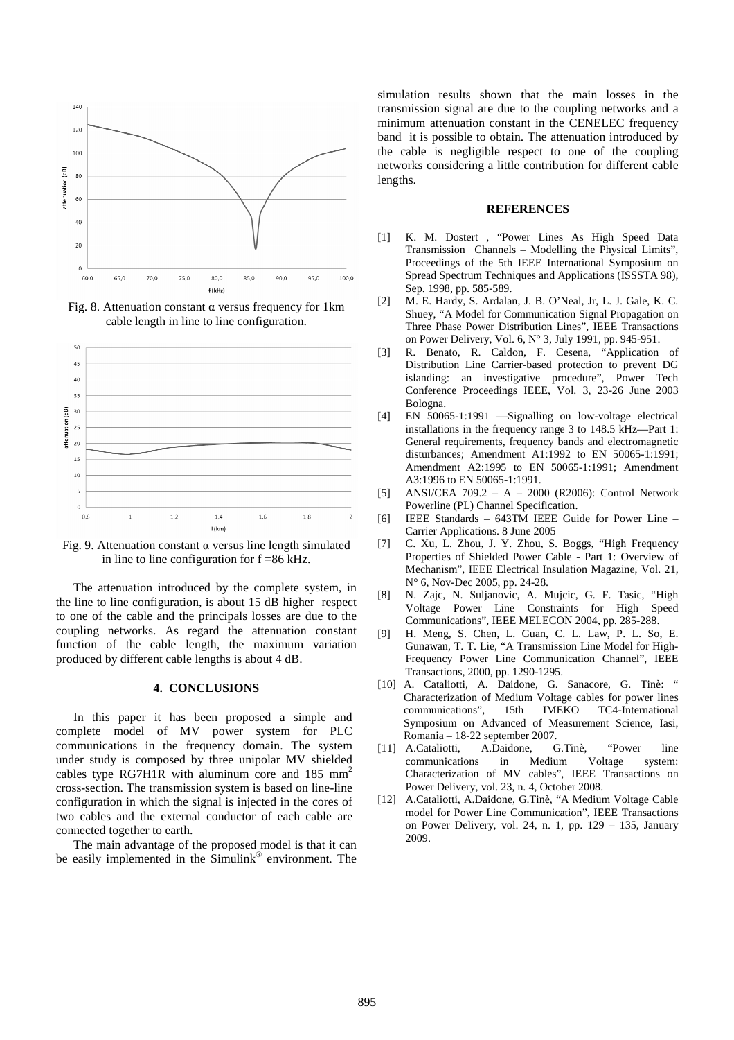140
120
100
80
60
40
20
0
60,0 65,0 70,0 75,0 80,0 85,0 90,0 95,0 100,0
attenuation (dB)
f (kHz)

Fig. 8. Attenuation constant α versus frequency for 1km cable length in line to line configuration.

50
45
40
35
30
25
20
15
10
5
0
0,8 1 1,2 1,4 1,6 1,8 2
attenuation (dB)
l (km)

Fig. 9. Attenuation constant α versus line length simulated in line to line configuration for f =86 kHz.

The attenuation introduced by the complete system, in the line to line configuration, is about 15 dB higher respect to one of the cable and the principals losses are due to the coupling networks. As regard the attenuation constant function of the cable length, the maximum variation produced by different cable lengths is about 4 dB.

## 4. CONCLUSIONS

In this paper it has been proposed a simple and complete model of MV power system for PLC communications in the frequency domain. The system under study is composed by three unipolar MV shielded cables type RG7H1R with aluminum core and 185 $mm^2$ cross-section. The transmission system is based on line-line configuration in which the signal is injected in the cores of two cables and the external conductor of each cable are connected together to earth.

The main advantage of the proposed model is that it can be easily implemented in the Simulink® environment. The simulation results shown that the main losses in the transmission signal are due to the coupling networks and a minimum attenuation constant in the CENELEC frequency band it is possible to obtain. The attenuation introduced by the cable is negligible respect to one of the coupling networks considering a little contribution for different cable lengths.

## REFERENCES

[1] K. M. Dostert , "Power Lines As High Speed Data Transmission Channels – Modelling the Physical Limits", Proceedings of the 5th IEEE International Symposium on Spread Spectrum Techniques and Applications (ISSSTA 98), Sep. 1998, pp. 585-589.

[2] M. E. Hardy, S. Ardalan, J. B. O'Neal, Jr, L. J. Gale, K. C. Shuey, "A Model for Communication Signal Propagation on Three Phase Power Distribution Lines", IEEE Transactions on Power Delivery, Vol. 6, N° 3, July 1991, pp. 945-951.

[3] R. Benato, R. Caldon, F. Cesena, "Application of Distribution Line Carrier-based protection to prevent DG islanding: an investigative procedure", Power Tech Conference Proceedings IEEE, Vol. 3, 23-26 June 2003 Bologna.

[4] EN 50065-1:1991 —Signalling on low-voltage electrical installations in the frequency range 3 to 148.5 kHz—Part 1: General requirements, frequency bands and electromagnetic disturbances; Amendment A1:1992 to EN 50065-1:1991; Amendment A2:1995 to EN 50065-1:1991; Amendment A3:1996 to EN 50065-1:1991.

[5] ANSI/CEA 709.2 – A – 2000 (R2006): Control Network Powerline (PL) Channel Specification.

[6] IEEE Standards – 643TM IEEE Guide for Power Line – Carrier Applications. 8 June 2005

[7] C. Xu, L. Zhou, J. Y. Zhou, S. Boggs, "High Frequency Properties of Shielded Power Cable - Part 1: Overview of Mechanism", IEEE Electrical Insulation Magazine, Vol. 21, N° 6, Nov-Dec 2005, pp. 24-28.

[8] N. Zajc, N. Suljanovic, A. Mujcic, G. F. Tasic, "High Voltage Power Line Constraints for High Speed Communications", IEEE MELECON 2004, pp. 285-288.

[9] H. Meng, S. Chen, L. Guan, C. L. Law, P. L. So, E. Gunawan, T. T. Lie, "A Transmission Line Model for High-Frequency Power Line Communication Channel", IEEE Transactions, 2000, pp. 1290-1295.

[10] A. Cataliotti, A. Daidone, G. Sanacore, G. Tinè: " Characterization of Medium Voltage cables for power lines communications", 15th IMEKO TC4-International Symposium on Advanced of Measurement Science, Iasi, Romania – 18-22 september 2007.

[11] A.Cataliotti, A.Daidone, G.Tinè, "Power line communications in Medium Voltage system: Characterization of MV cables", IEEE Transactions on Power Delivery, vol. 23, n. 4, October 2008.

[12] A.Cataliotti, A.Daidone, G.Tinè, "A Medium Voltage Cable model for Power Line Communication", IEEE Transactions on Power Delivery, vol. 24, n. 1, pp. 129 – 135, January 2009.